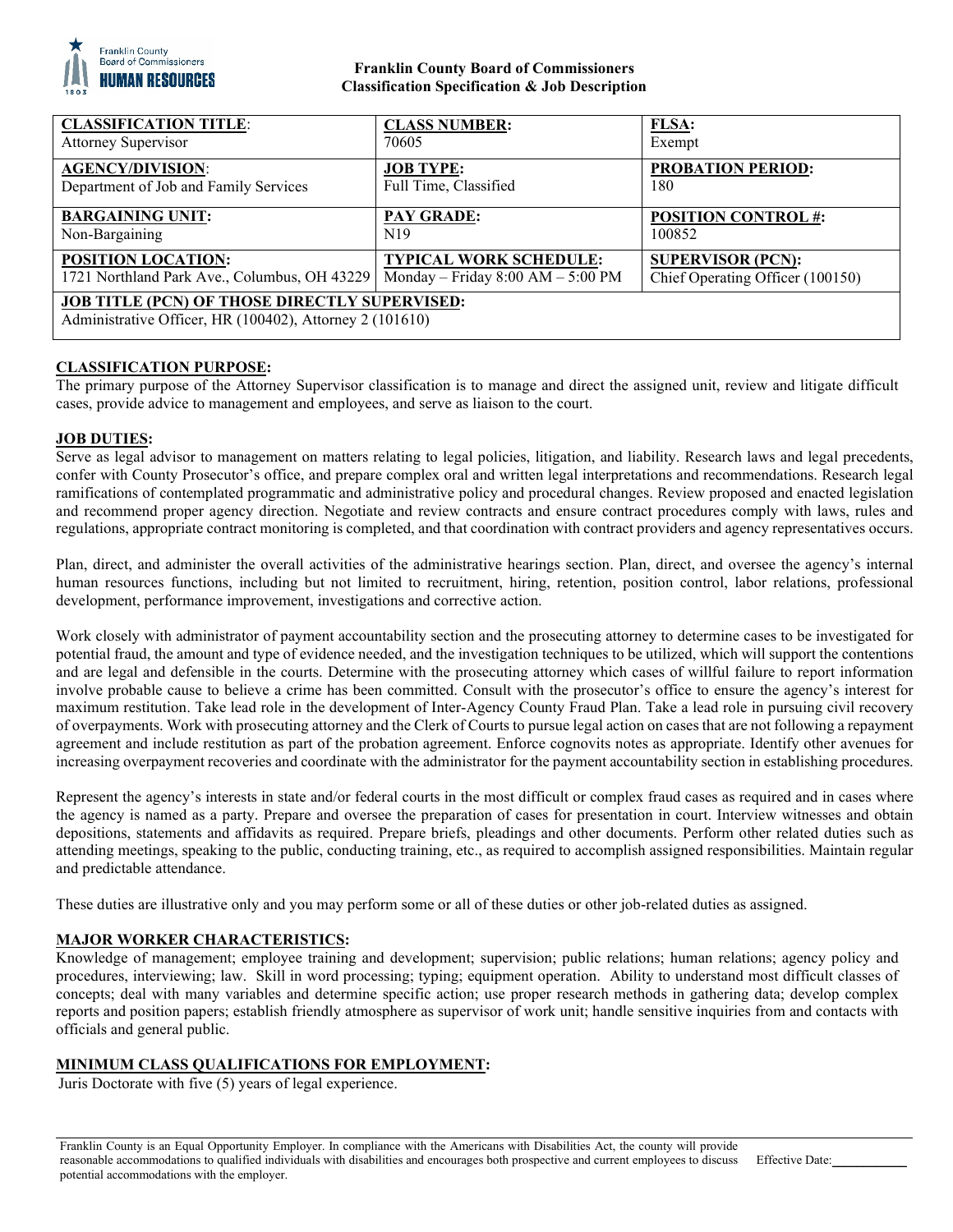**Franklin County Board of Commissioners**
**Classification Specification & Job Description**

| **CLASSIFICATION TITLE**: Attorney Supervisor | **CLASS NUMBER:** 70605 | **FLSA:** Exempt |
|---|---|---|
| **AGENCY/DIVISION**: Department of Job and Family Services | **JOB TYPE:** Full Time, Classified | **PROBATION PERIOD:** 180 |
| **BARGAINING UNIT:** Non-Bargaining | **PAY GRADE:** N19 | **POSITION CONTROL #:** 100852 |
| **POSITION LOCATION:** 1721 Northland Park Ave., Columbus, OH 43229 | **TYPICAL WORK SCHEDULE:** Monday – Friday 8:00 AM – 5:00 PM | **SUPERVISOR (PCN):** Chief Operating Officer (100150) |
| **JOB TITLE (PCN) OF THOSE DIRECTLY SUPERVISED:** Administrative Officer, HR (100402), Attorney 2 (101610) | | |

## CLASSIFICATION PURPOSE:

The primary purpose of the Attorney Supervisor classification is to manage and direct the assigned unit, review and litigate difficult cases, provide advice to management and employees, and serve as liaison to the court.

## JOB DUTIES:

Serve as legal advisor to management on matters relating to legal policies, litigation, and liability. Research laws and legal precedents, confer with County Prosecutor's office, and prepare complex oral and written legal interpretations and recommendations. Research legal ramifications of contemplated programmatic and administrative policy and procedural changes. Review proposed and enacted legislation and recommend proper agency direction. Negotiate and review contracts and ensure contract procedures comply with laws, rules and regulations, appropriate contract monitoring is completed, and that coordination with contract providers and agency representatives occurs.

Plan, direct, and administer the overall activities of the administrative hearings section. Plan, direct, and oversee the agency's internal human resources functions, including but not limited to recruitment, hiring, retention, position control, labor relations, professional development, performance improvement, investigations and corrective action.

Work closely with administrator of payment accountability section and the prosecuting attorney to determine cases to be investigated for potential fraud, the amount and type of evidence needed, and the investigation techniques to be utilized, which will support the contentions and are legal and defensible in the courts. Determine with the prosecuting attorney which cases of willful failure to report information involve probable cause to believe a crime has been committed. Consult with the prosecutor's office to ensure the agency's interest for maximum restitution. Take lead role in the development of Inter-Agency County Fraud Plan. Take a lead role in pursuing civil recovery of overpayments. Work with prosecuting attorney and the Clerk of Courts to pursue legal action on cases that are not following a repayment agreement and include restitution as part of the probation agreement. Enforce cognovits notes as appropriate. Identify other avenues for increasing overpayment recoveries and coordinate with the administrator for the payment accountability section in establishing procedures.

Represent the agency's interests in state and/or federal courts in the most difficult or complex fraud cases as required and in cases where the agency is named as a party. Prepare and oversee the preparation of cases for presentation in court. Interview witnesses and obtain depositions, statements and affidavits as required. Prepare briefs, pleadings and other documents. Perform other related duties such as attending meetings, speaking to the public, conducting training, etc., as required to accomplish assigned responsibilities. Maintain regular and predictable attendance.

These duties are illustrative only and you may perform some or all of these duties or other job-related duties as assigned.

## MAJOR WORKER CHARACTERISTICS:

Knowledge of management; employee training and development; supervision; public relations; human relations; agency policy and procedures, interviewing; law. Skill in word processing; typing; equipment operation. Ability to understand most difficult classes of concepts; deal with many variables and determine specific action; use proper research methods in gathering data; develop complex reports and position papers; establish friendly atmosphere as supervisor of work unit; handle sensitive inquiries from and contacts with officials and general public.

## MINIMUM CLASS QUALIFICATIONS FOR EMPLOYMENT:

Juris Doctorate with five (5) years of legal experience.

Franklin County is an Equal Opportunity Employer. In compliance with the Americans with Disabilities Act, the county will provide reasonable accommodations to qualified individuals with disabilities and encourages both prospective and current employees to discuss potential accommodations with the employer.

Effective Date:\_\_\_\_\_\_\_\_\_\_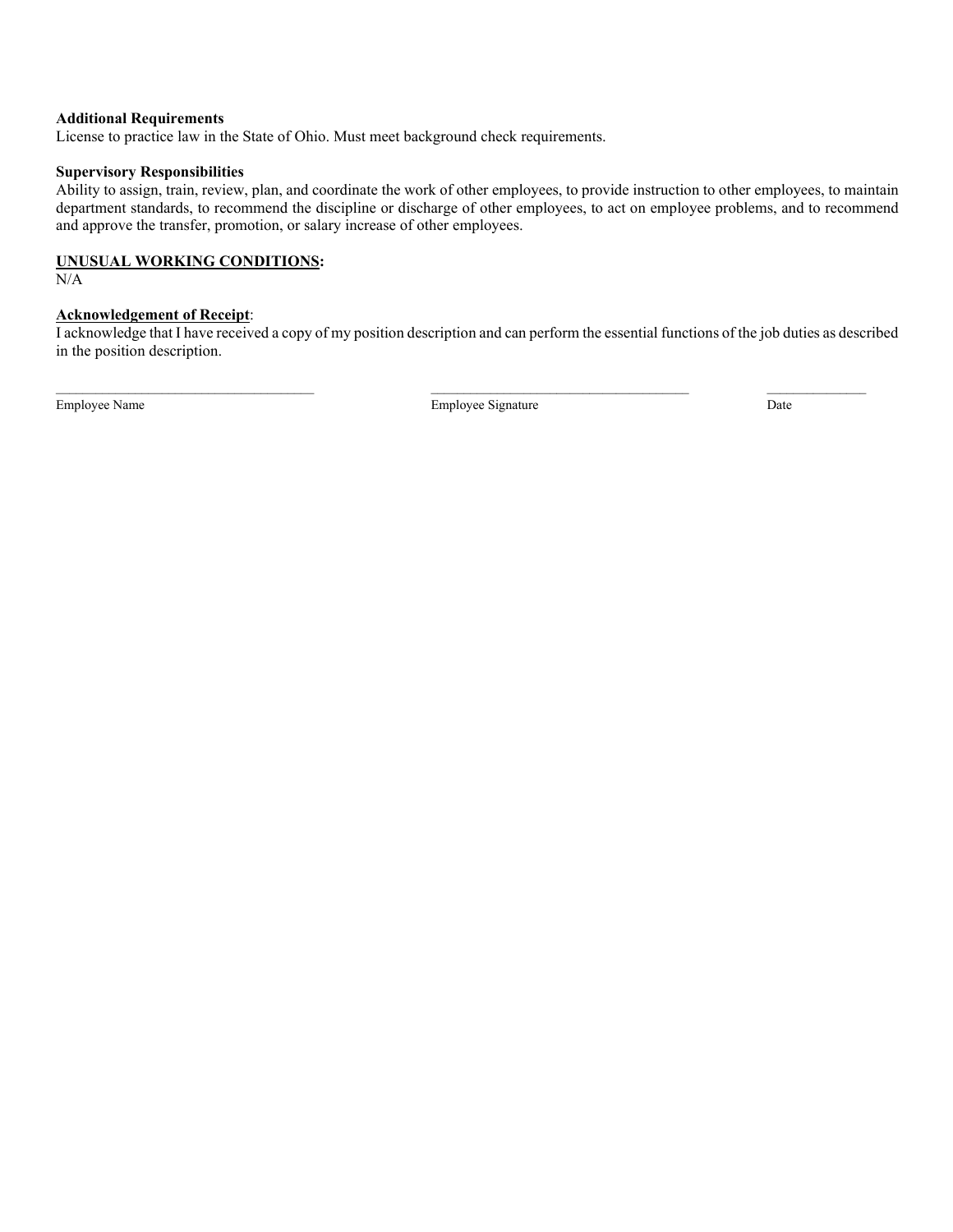**Additional Requirements**
License to practice law in the State of Ohio. Must meet background check requirements.

**Supervisory Responsibilities**
Ability to assign, train, review, plan, and coordinate the work of other employees, to provide instruction to other employees, to maintain department standards, to recommend the discipline or discharge of other employees, to act on employee problems, and to recommend and approve the transfer, promotion, or salary increase of other employees.

**UNUSUAL WORKING CONDITIONS:**
N/A

**Acknowledgement of Receipt**:
I acknowledge that I have received a copy of my position description and can perform the essential functions of the job duties as described in the position description.

| | | |
|---|---|---|
| ______________________________ | ______________________________ | ____________ |
| Employee Name | Employee Signature | Date |